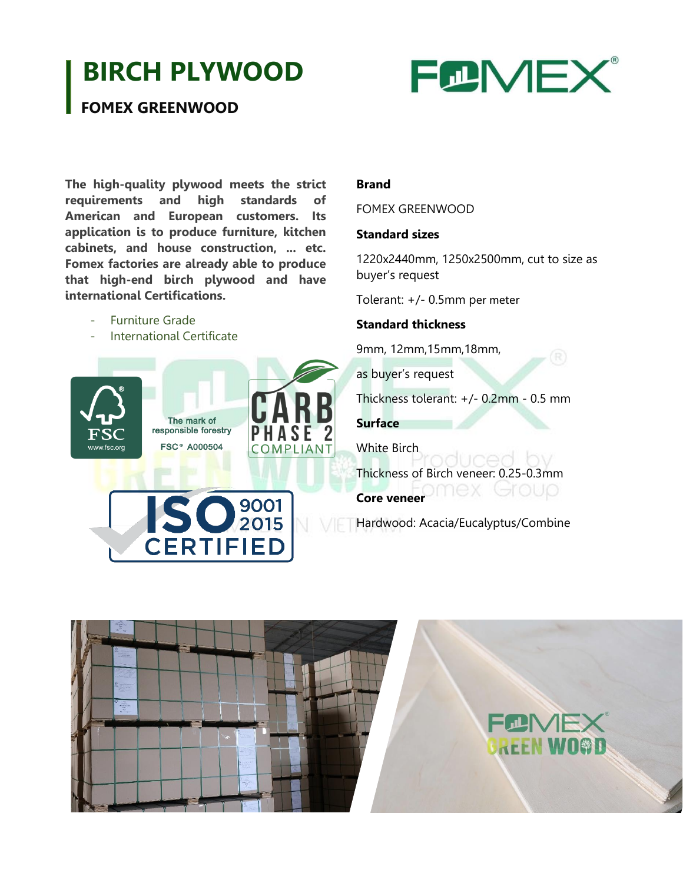# BIRCH PLYWOOD

## FOMEX GREENWOOD

**The high-quality plywood meets the strict requirements and high standards of American and European customers. Its application is to produce furniture, kitchen cabinets, and house construction, ... etc. Fomex factories are already able to produce that high-end birch plywood and have international Certifications.**

- Furniture Grade
- International Certificate

**Brand**

FOMEX GREENWOOD

**Standard sizes**

1220x2440mm, 1250x2500mm, cut to size as buyer's request

Tolerant: +/- 0.5mm per meter

**Standard thickness**

9mm, 12mm,15mm,18mm,

as buyer's request

Thickness tolerant: +/- 0.2mm - 0.5 mm

**Surface**

White Birch

Thickness of Birch veneer: 0.25-0.3mm

**Core veneer**

Hardwood: Acacia/Eucalyptus/Combine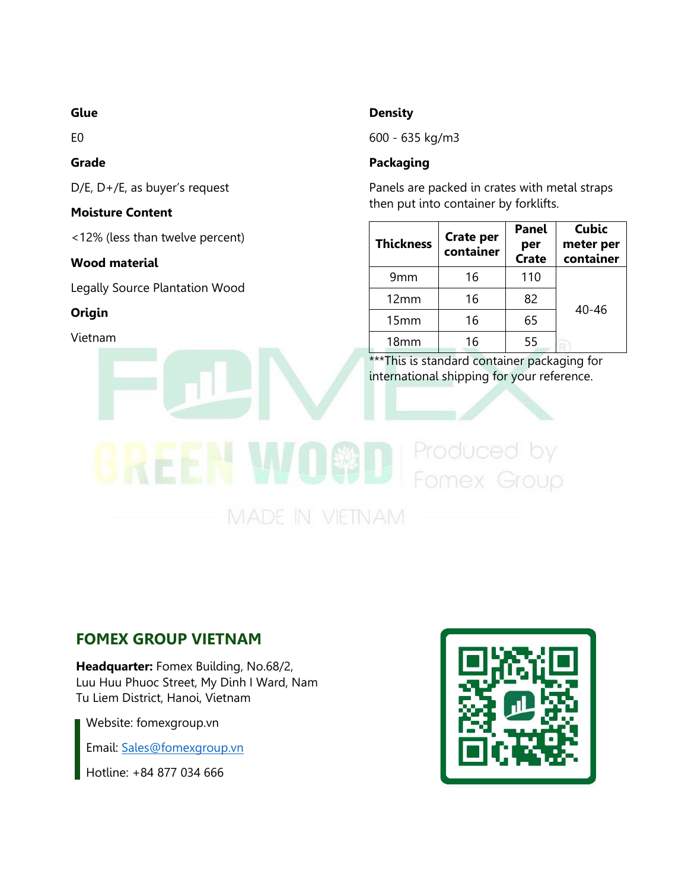**Glue**

E0

**Grade**

D/E, D+/E, as buyer's request

**Moisture Content**

<12% (less than twelve percent)

**Wood material**

Legally Source Plantation Wood

**Origin**

Vietnam

**Density**

600 - 635 kg/m3

**Packaging**

Panels are packed in crates with metal straps then put into container by forklifts.

| Thickness | Crate per container | Panel per Crate | Cubic meter per container |
|---|---|---|---|
| 9mm | 16 | 110 | 40-46 |
| 12mm | 16 | 82 | |
| 15mm | 16 | 65 | |
| 18mm | 16 | 55 | |

***This is standard container packaging for international shipping for your reference.

GREEN WOOD Produced by Fomex Group

MADE IN VIETNAM

## FOMEX GROUP VIETNAM

**Headquarter:** Fomex Building, No.68/2, Luu Huu Phuoc Street, My Dinh I Ward, Nam Tu Liem District, Hanoi, Vietnam

Website: fomexgroup.vn

Email: Sales@fomexgroup.vn

Hotline: +84 877 034 666